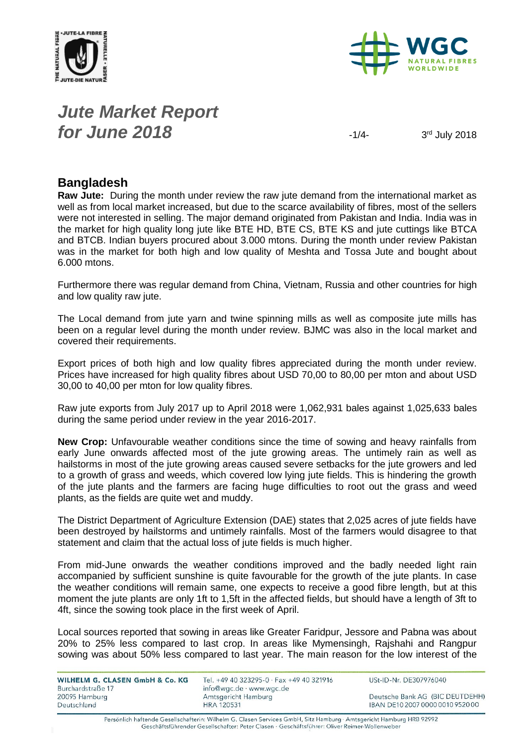# *Jute Market Report for June 2018*

3rd July 2018

## Bangladesh

**Raw Jute:** During the month under review the raw jute demand from the international market as well as from local market increased, but due to the scarce availability of fibres, most of the sellers were not interested in selling. The major demand originated from Pakistan and India. India was in the market for high quality long jute like BTE HD, BTE CS, BTE KS and jute cuttings like BTCA and BTCB. Indian buyers procured about 3.000 mtons. During the month under review Pakistan was in the market for both high and low quality of Meshta and Tossa Jute and bought about 6.000 mtons.

Furthermore there was regular demand from China, Vietnam, Russia and other countries for high and low quality raw jute.

The Local demand from jute yarn and twine spinning mills as well as composite jute mills has been on a regular level during the month under review. BJMC was also in the local market and covered their requirements.

Export prices of both high and low quality fibres appreciated during the month under review. Prices have increased for high quality fibres about USD 70,00 to 80,00 per mton and about USD 30,00 to 40,00 per mton for low quality fibres.

Raw jute exports from July 2017 up to April 2018 were 1,062,931 bales against 1,025,633 bales during the same period under review in the year 2016-2017.

**New Crop:** Unfavourable weather conditions since the time of sowing and heavy rainfalls from early June onwards affected most of the jute growing areas. The untimely rain as well as hailstorms in most of the jute growing areas caused severe setbacks for the jute growers and led to a growth of grass and weeds, which covered low lying jute fields. This is hindering the growth of the jute plants and the farmers are facing huge difficulties to root out the grass and weed plants, as the fields are quite wet and muddy.

The District Department of Agriculture Extension (DAE) states that 2,025 acres of jute fields have been destroyed by hailstorms and untimely rainfalls. Most of the farmers would disagree to that statement and claim that the actual loss of jute fields is much higher.

From mid-June onwards the weather conditions improved and the badly needed light rain accompanied by sufficient sunshine is quite favourable for the growth of the jute plants. In case the weather conditions will remain same, one expects to receive a good fibre length, but at this moment the jute plants are only 1ft to 1,5ft in the affected fields, but should have a length of 3ft to 4ft, since the sowing took place in the first week of April.

Local sources reported that sowing in areas like Greater Faridpur, Jessore and Pabna was about 20% to 25% less compared to last crop. In areas like Mymensingh, Rajshahi and Rangpur sowing was about 50% less compared to last year. The main reason for the low interest of the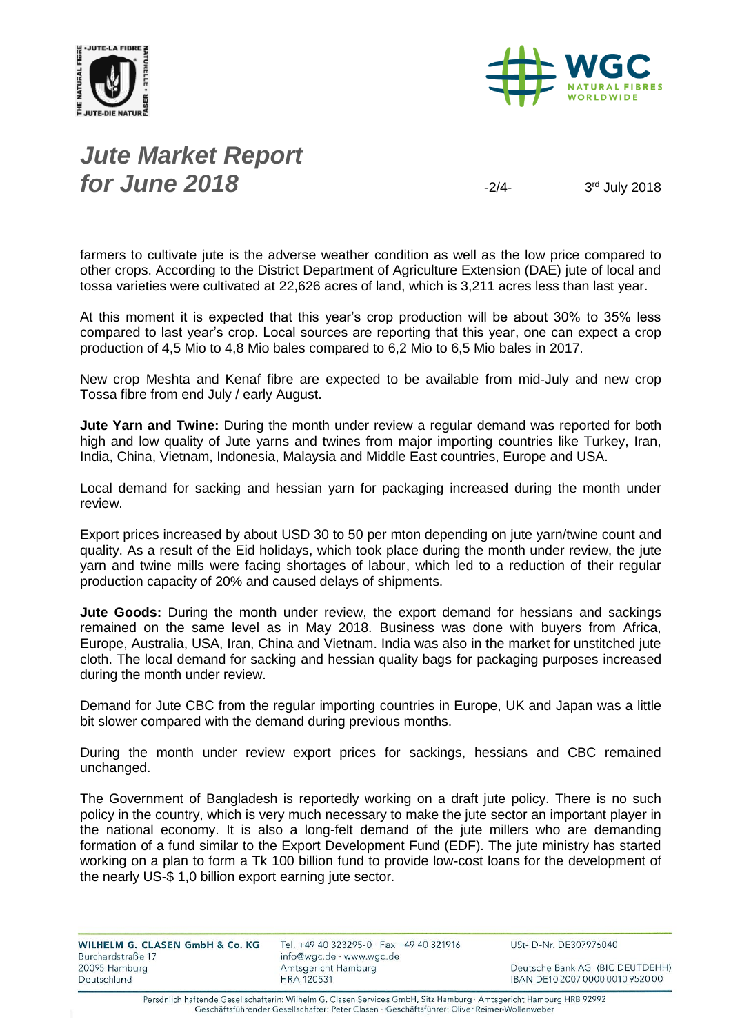farmers to cultivate jute is the adverse weather condition as well as the low price compared to other crops. According to the District Department of Agriculture Extension (DAE) jute of local and tossa varieties were cultivated at 22,626 acres of land, which is 3,211 acres less than last year.

At this moment it is expected that this year's crop production will be about 30% to 35% less compared to last year's crop. Local sources are reporting that this year, one can expect a crop production of 4,5 Mio to 4,8 Mio bales compared to 6,2 Mio to 6,5 Mio bales in 2017.

New crop Meshta and Kenaf fibre are expected to be available from mid-July and new crop Tossa fibre from end July / early August.

**Jute Yarn and Twine:** During the month under review a regular demand was reported for both high and low quality of Jute yarns and twines from major importing countries like Turkey, Iran, India, China, Vietnam, Indonesia, Malaysia and Middle East countries, Europe and USA.

Local demand for sacking and hessian yarn for packaging increased during the month under review.

Export prices increased by about USD 30 to 50 per mton depending on jute yarn/twine count and quality. As a result of the Eid holidays, which took place during the month under review, the jute yarn and twine mills were facing shortages of labour, which led to a reduction of their regular production capacity of 20% and caused delays of shipments.

**Jute Goods:** During the month under review, the export demand for hessians and sackings remained on the same level as in May 2018. Business was done with buyers from Africa, Europe, Australia, USA, Iran, China and Vietnam. India was also in the market for unstitched jute cloth. The local demand for sacking and hessian quality bags for packaging purposes increased during the month under review.

Demand for Jute CBC from the regular importing countries in Europe, UK and Japan was a little bit slower compared with the demand during previous months.

During the month under review export prices for sackings, hessians and CBC remained unchanged.

The Government of Bangladesh is reportedly working on a draft jute policy. There is no such policy in the country, which is very much necessary to make the jute sector an important player in the national economy. It is also a long-felt demand of the jute millers who are demanding formation of a fund similar to the Export Development Fund (EDF). The jute ministry has started working on a plan to form a Tk 100 billion fund to provide low-cost loans for the development of the nearly US-$ 1,0 billion export earning jute sector.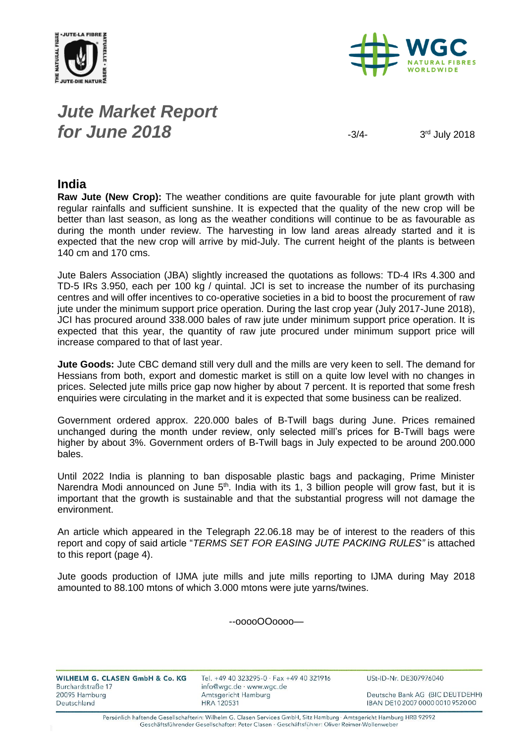# Jute Market Report for June 2018

3rd July 2018

## India

**Raw Jute (New Crop):** The weather conditions are quite favourable for jute plant growth with regular rainfalls and sufficient sunshine. It is expected that the quality of the new crop will be better than last season, as long as the weather conditions will continue to be as favourable as during the month under review. The harvesting in low land areas already started and it is expected that the new crop will arrive by mid-July. The current height of the plants is between 140 cm and 170 cms.

Jute Balers Association (JBA) slightly increased the quotations as follows: TD-4 IRs 4.300 and TD-5 IRs 3.950, each per 100 kg / quintal. JCI is set to increase the number of its purchasing centres and will offer incentives to co-operative societies in a bid to boost the procurement of raw jute under the minimum support price operation. During the last crop year (July 2017-June 2018), JCI has procured around 338.000 bales of raw jute under minimum support price operation. It is expected that this year, the quantity of raw jute procured under minimum support price will increase compared to that of last year.

**Jute Goods:** Jute CBC demand still very dull and the mills are very keen to sell. The demand for Hessians from both, export and domestic market is still on a quite low level with no changes in prices. Selected jute mills price gap now higher by about 7 percent. It is reported that some fresh enquiries were circulating in the market and it is expected that some business can be realized.

Government ordered approx. 220.000 bales of B-Twill bags during June. Prices remained unchanged during the month under review, only selected mill's prices for B-Twill bags were higher by about 3%. Government orders of B-Twill bags in July expected to be around 200.000 bales.

Until 2022 India is planning to ban disposable plastic bags and packaging, Prime Minister Narendra Modi announced on June 5th. India with its 1, 3 billion people will grow fast, but it is important that the growth is sustainable and that the substantial progress will not damage the environment.

An article which appeared in the Telegraph 22.06.18 may be of interest to the readers of this report and copy of said article "*TERMS SET FOR EASING JUTE PACKING RULES"* is attached to this report (page 4).

Jute goods production of IJMA jute mills and jute mills reporting to IJMA during May 2018 amounted to 88.100 mtons of which 3.000 mtons were jute yarns/twines.

--ooooOOoooo—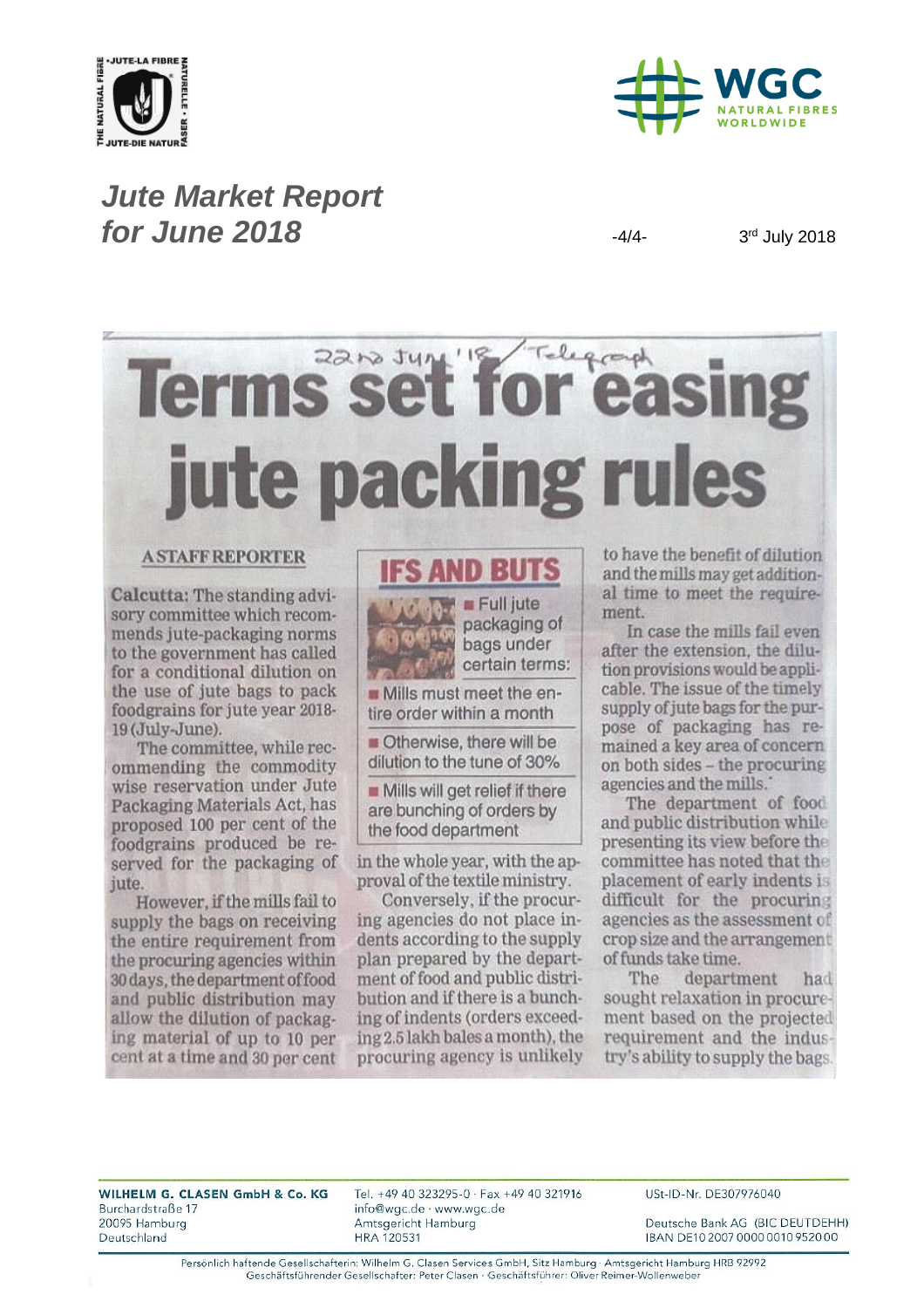# Jute Market Report for June 2018

3rd July 2018

22nd June '18 / Telegraph

## Terms set for easing jute packing rules

A STAFF REPORTER

**Calcutta:** The standing advisory committee which recommends jute-packaging norms to the government has called for a conditional dilution on the use of jute bags to pack foodgrains for jute year 2018-19 (July-June).

The committee, while recommending the commodity wise reservation under Jute Packaging Materials Act, has proposed 100 per cent of the foodgrains produced be reserved for the packaging of jute.

However, if the mills fail to supply the bags on receiving the entire requirement from the procuring agencies within 30 days, the department of food and public distribution may allow the dilution of packaging material of up to 10 per cent at a time and 30 per cent in the whole year, with the approval of the textile ministry.

Conversely, if the procuring agencies do not place indents according to the supply plan prepared by the department of food and public distribution and if there is a bunching of indents (orders exceeding 2.5 lakh bales a month), the procuring agency is unlikely to have the benefit of dilution and the mills may get additional time to meet the requirement.

In case the mills fail even after the extension, the dilution provisions would be applicable. The issue of the timely supply of jute bags for the purpose of packaging has remained a key area of concern on both sides – the procuring agencies and the mills.

The department of food and public distribution while presenting its view before the committee has noted that the placement of early indents is difficult for the procuring agencies as the assessment of crop size and the arrangement of funds take time.

The department had sought relaxation in procurement based on the projected requirement and the industry's ability to supply the bags.

### IFS AND BUTS

- Full jute packaging of bags under certain terms:
- Mills must meet the entire order within a month
- Otherwise, there will be dilution to the tune of 30%
- Mills will get relief if there are bunching of orders by the food department

**WILHELM G. CLASEN GmbH & Co. KG**
Burchardstraße 17
20095 Hamburg
Deutschland

Tel. +49 40 323295-0 · Fax +49 40 321916
info@wgc.de · www.wgc.de
Amtsgericht Hamburg
HRA 120531

USt-ID-Nr. DE307976040

Deutsche Bank AG (BIC DEUTDEHH)
IBAN DE10 2007 0000 0010 9520 00

Persönlich haftende Gesellschafterin: Wilhelm G. Clasen Services GmbH, Sitz Hamburg · Amtsgericht Hamburg HRB 92992
Geschäftsführender Gesellschafter: Peter Clasen · Geschäftsführer: Oliver Reimer-Wollenweber